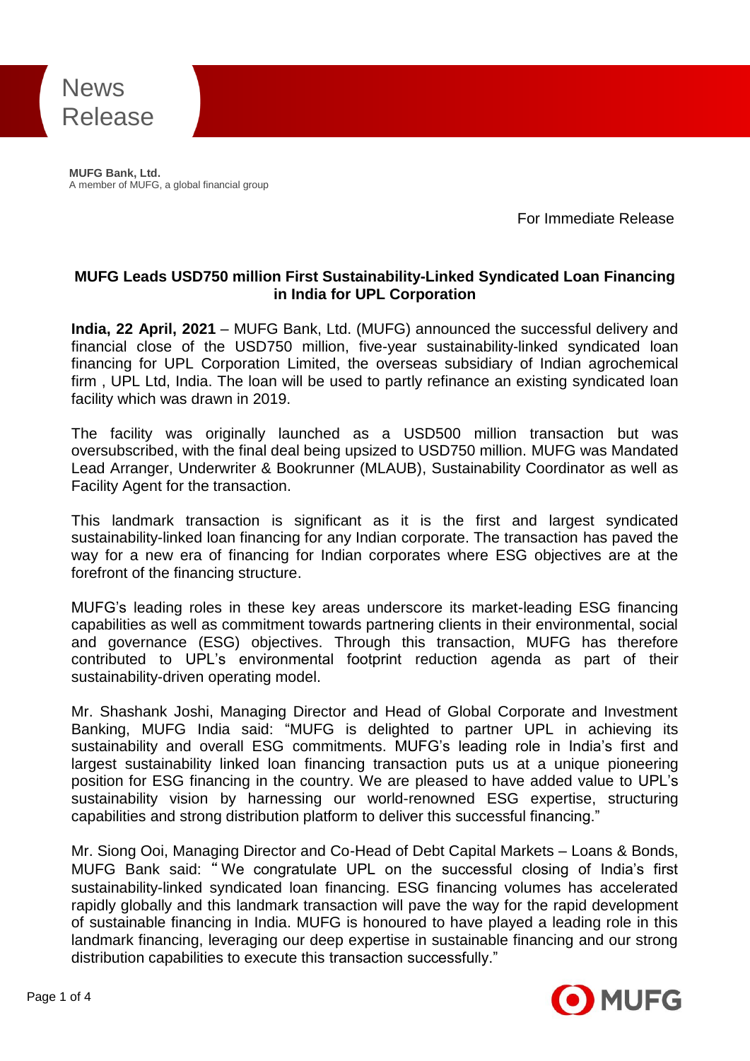News Release

**MUFG Bank, Ltd.**
A member of MUFG, a global financial group

For Immediate Release

## MUFG Leads USD750 million First Sustainability-Linked Syndicated Loan Financing in India for UPL Corporation

**India, 22 April, 2021** – MUFG Bank, Ltd. (MUFG) announced the successful delivery and financial close of the USD750 million, five-year sustainability-linked syndicated loan financing for UPL Corporation Limited, the overseas subsidiary of Indian agrochemical firm , UPL Ltd, India. The loan will be used to partly refinance an existing syndicated loan facility which was drawn in 2019.

The facility was originally launched as a USD500 million transaction but was oversubscribed, with the final deal being upsized to USD750 million. MUFG was Mandated Lead Arranger, Underwriter & Bookrunner (MLAUB), Sustainability Coordinator as well as Facility Agent for the transaction.

This landmark transaction is significant as it is the first and largest syndicated sustainability-linked loan financing for any Indian corporate. The transaction has paved the way for a new era of financing for Indian corporates where ESG objectives are at the forefront of the financing structure.

MUFG's leading roles in these key areas underscore its market-leading ESG financing capabilities as well as commitment towards partnering clients in their environmental, social and governance (ESG) objectives. Through this transaction, MUFG has therefore contributed to UPL's environmental footprint reduction agenda as part of their sustainability-driven operating model.

Mr. Shashank Joshi, Managing Director and Head of Global Corporate and Investment Banking, MUFG India said: "MUFG is delighted to partner UPL in achieving its sustainability and overall ESG commitments. MUFG's leading role in India's first and largest sustainability linked loan financing transaction puts us at a unique pioneering position for ESG financing in the country. We are pleased to have added value to UPL's sustainability vision by harnessing our world-renowned ESG expertise, structuring capabilities and strong distribution platform to deliver this successful financing."

Mr. Siong Ooi, Managing Director and Co-Head of Debt Capital Markets – Loans & Bonds, MUFG Bank said: "We congratulate UPL on the successful closing of India's first sustainability-linked syndicated loan financing. ESG financing volumes has accelerated rapidly globally and this landmark transaction will pave the way for the rapid development of sustainable financing in India. MUFG is honoured to have played a leading role in this landmark financing, leveraging our deep expertise in sustainable financing and our strong distribution capabilities to execute this transaction successfully."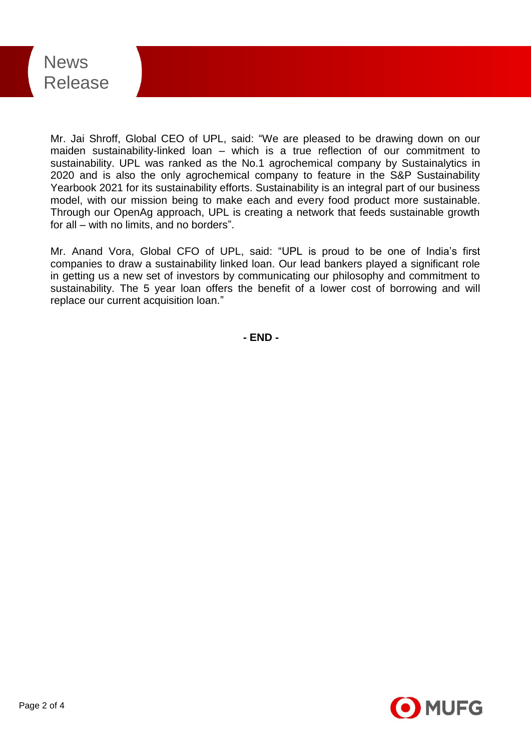Mr. Jai Shroff, Global CEO of UPL, said: “We are pleased to be drawing down on our maiden sustainability-linked loan – which is a true reflection of our commitment to sustainability. UPL was ranked as the No.1 agrochemical company by Sustainalytics in 2020 and is also the only agrochemical company to feature in the S&P Sustainability Yearbook 2021 for its sustainability efforts. Sustainability is an integral part of our business model, with our mission being to make each and every food product more sustainable. Through our OpenAg approach, UPL is creating a network that feeds sustainable growth for all – with no limits, and no borders”.

Mr. Anand Vora, Global CFO of UPL, said: “UPL is proud to be one of India’s first companies to draw a sustainability linked loan. Our lead bankers played a significant role in getting us a new set of investors by communicating our philosophy and commitment to sustainability. The 5 year loan offers the benefit of a lower cost of borrowing and will replace our current acquisition loan.”

**- END -**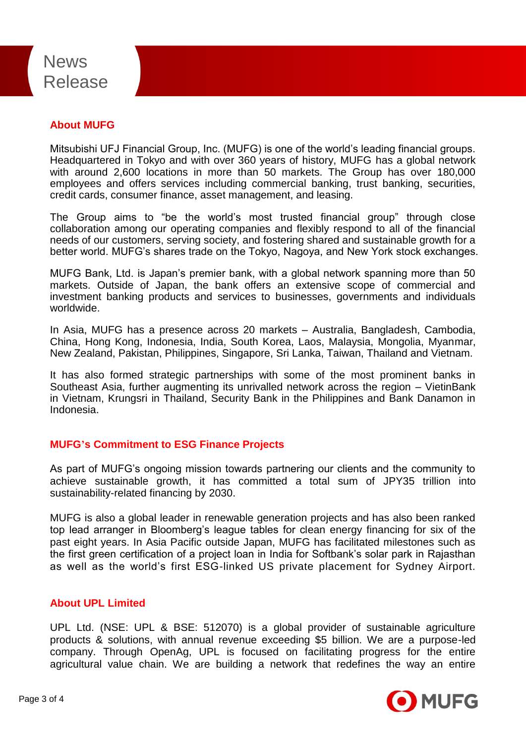## About MUFG

Mitsubishi UFJ Financial Group, Inc. (MUFG) is one of the world's leading financial groups. Headquartered in Tokyo and with over 360 years of history, MUFG has a global network with around 2,600 locations in more than 50 markets. The Group has over 180,000 employees and offers services including commercial banking, trust banking, securities, credit cards, consumer finance, asset management, and leasing.

The Group aims to "be the world's most trusted financial group" through close collaboration among our operating companies and flexibly respond to all of the financial needs of our customers, serving society, and fostering shared and sustainable growth for a better world. MUFG's shares trade on the Tokyo, Nagoya, and New York stock exchanges.

MUFG Bank, Ltd. is Japan's premier bank, with a global network spanning more than 50 markets. Outside of Japan, the bank offers an extensive scope of commercial and investment banking products and services to businesses, governments and individuals worldwide.

In Asia, MUFG has a presence across 20 markets – Australia, Bangladesh, Cambodia, China, Hong Kong, Indonesia, India, South Korea, Laos, Malaysia, Mongolia, Myanmar, New Zealand, Pakistan, Philippines, Singapore, Sri Lanka, Taiwan, Thailand and Vietnam.

It has also formed strategic partnerships with some of the most prominent banks in Southeast Asia, further augmenting its unrivalled network across the region – VietinBank in Vietnam, Krungsri in Thailand, Security Bank in the Philippines and Bank Danamon in Indonesia.

## MUFG's Commitment to ESG Finance Projects

As part of MUFG's ongoing mission towards partnering our clients and the community to achieve sustainable growth, it has committed a total sum of JPY35 trillion into sustainability-related financing by 2030.

MUFG is also a global leader in renewable generation projects and has also been ranked top lead arranger in Bloomberg's league tables for clean energy financing for six of the past eight years. In Asia Pacific outside Japan, MUFG has facilitated milestones such as the first green certification of a project loan in India for Softbank's solar park in Rajasthan as well as the world's first ESG-linked US private placement for Sydney Airport.

## About UPL Limited

UPL Ltd. (NSE: UPL & BSE: 512070) is a global provider of sustainable agriculture products & solutions, with annual revenue exceeding $5 billion. We are a purpose-led company. Through OpenAg, UPL is focused on facilitating progress for the entire agricultural value chain. We are building a network that redefines the way an entire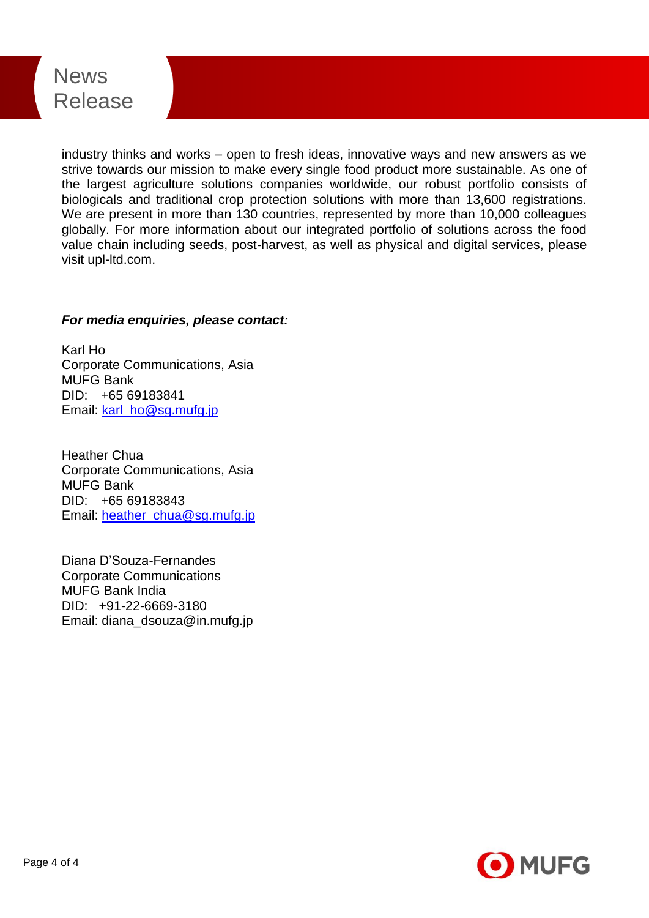industry thinks and works – open to fresh ideas, innovative ways and new answers as we strive towards our mission to make every single food product more sustainable. As one of the largest agriculture solutions companies worldwide, our robust portfolio consists of biologicals and traditional crop protection solutions with more than 13,600 registrations. We are present in more than 130 countries, represented by more than 10,000 colleagues globally. For more information about our integrated portfolio of solutions across the food value chain including seeds, post-harvest, as well as physical and digital services, please visit upl-ltd.com.

***For media enquiries, please contact:***

Karl Ho
Corporate Communications, Asia
MUFG Bank
DID: +65 69183841
Email: karl_ho@sg.mufg.jp

Heather Chua
Corporate Communications, Asia
MUFG Bank
DID: +65 69183843
Email: heather_chua@sg.mufg.jp

Diana D'Souza-Fernandes
Corporate Communications
MUFG Bank India
DID: +91-22-6669-3180
Email: diana_dsouza@in.mufg.jp